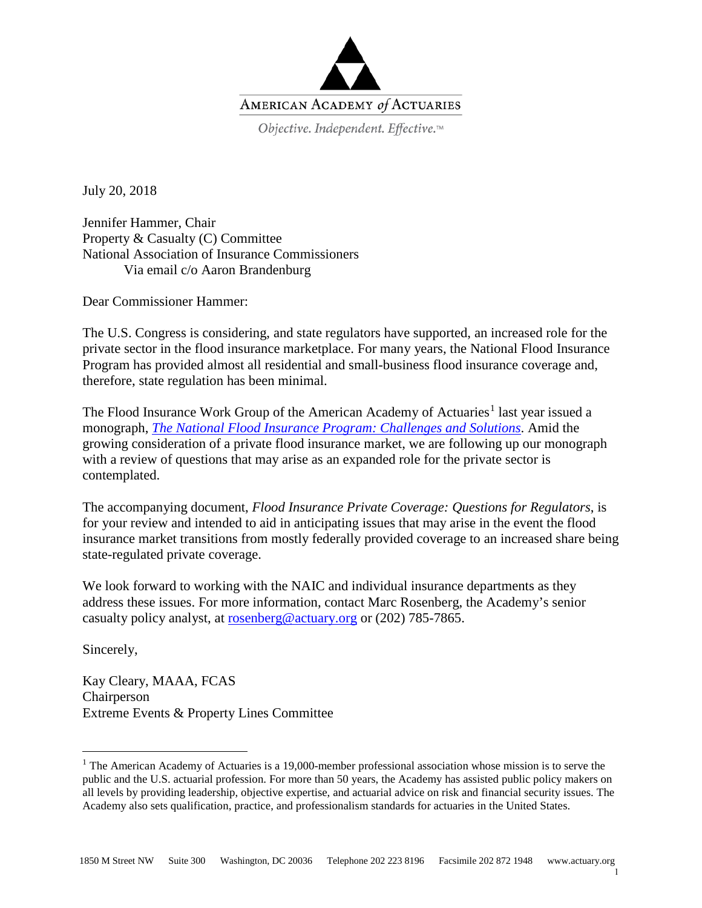AMERICAN ACADEMY *of* ACTUARIES

*Objective. Independent. Effective.™*

July 20, 2018

Jennifer Hammer, Chair
Property & Casualty (C) Committee
National Association of Insurance Commissioners
Via email c/o Aaron Brandenburg

Dear Commissioner Hammer:

The U.S. Congress is considering, and state regulators have supported, an increased role for the private sector in the flood insurance marketplace. For many years, the National Flood Insurance Program has provided almost all residential and small-business flood insurance coverage and, therefore, state regulation has been minimal.

The Flood Insurance Work Group of the American Academy of Actuaries[1] last year issued a monograph, *The National Flood Insurance Program: Challenges and Solutions*. Amid the growing consideration of a private flood insurance market, we are following up our monograph with a review of questions that may arise as an expanded role for the private sector is contemplated.

The accompanying document, *Flood Insurance Private Coverage: Questions for Regulators*, is for your review and intended to aid in anticipating issues that may arise in the event the flood insurance market transitions from mostly federally provided coverage to an increased share being state-regulated private coverage.

We look forward to working with the NAIC and individual insurance departments as they address these issues. For more information, contact Marc Rosenberg, the Academy's senior casualty policy analyst, at rosenberg@actuary.org or (202) 785-7865.

Sincerely,

Kay Cleary, MAAA, FCAS
Chairperson
Extreme Events & Property Lines Committee

---

[1] The American Academy of Actuaries is a 19,000-member professional association whose mission is to serve the public and the U.S. actuarial profession. For more than 50 years, the Academy has assisted public policy makers on all levels by providing leadership, objective expertise, and actuarial advice on risk and financial security issues. The Academy also sets qualification, practice, and professionalism standards for actuaries in the United States.

1850 M Street NW Suite 300 Washington, DC 20036 Telephone 202 223 8196 Facsimile 202 872 1948 www.actuary.org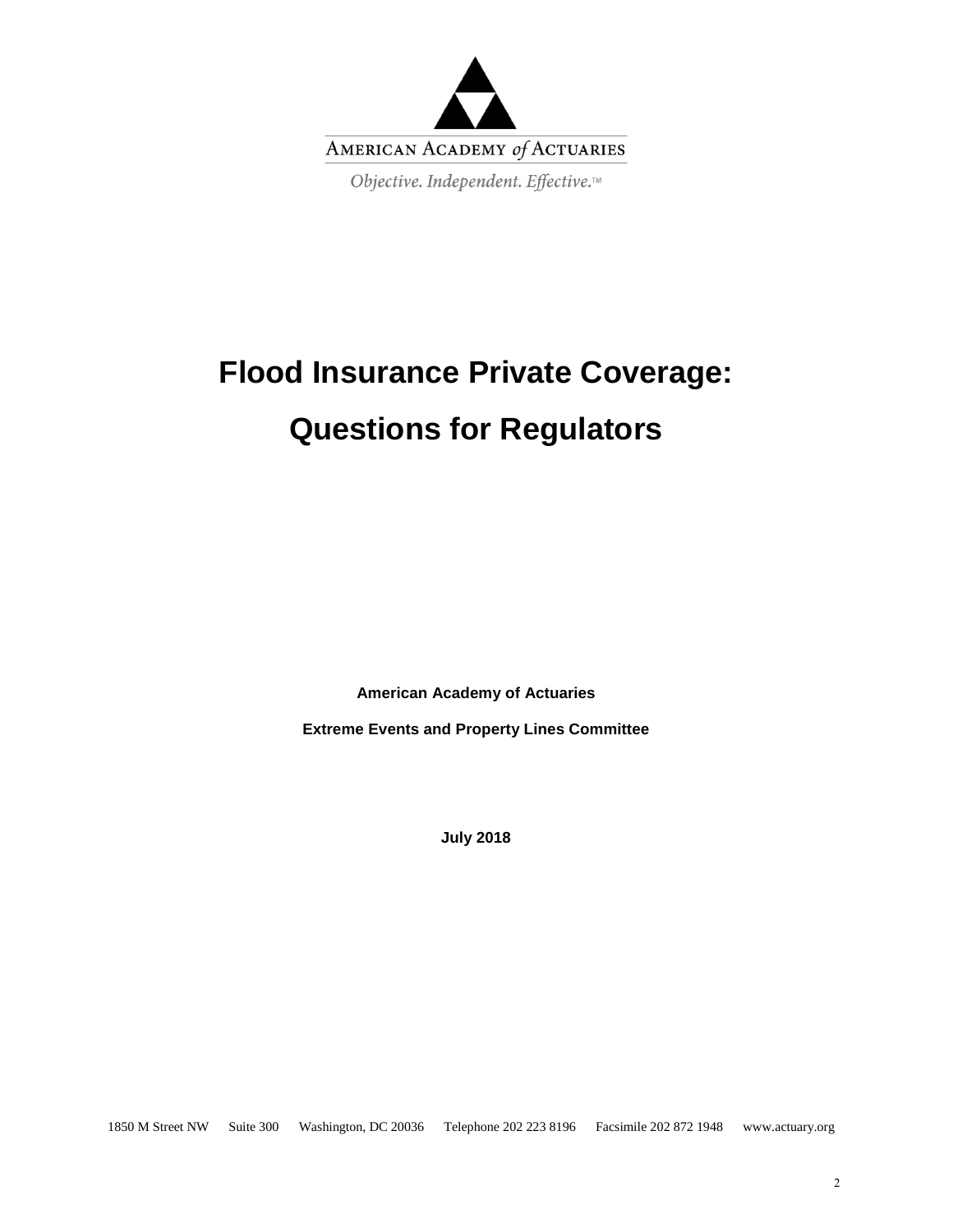AMERICAN ACADEMY *of* ACTUARIES

*Objective. Independent. Effective.™*

# Flood Insurance Private Coverage: Questions for Regulators

**American Academy of Actuaries**

**Extreme Events and Property Lines Committee**

**July 2018**

1850 M Street NW Suite 300 Washington, DC 20036 Telephone 202 223 8196 Facsimile 202 872 1948 www.actuary.org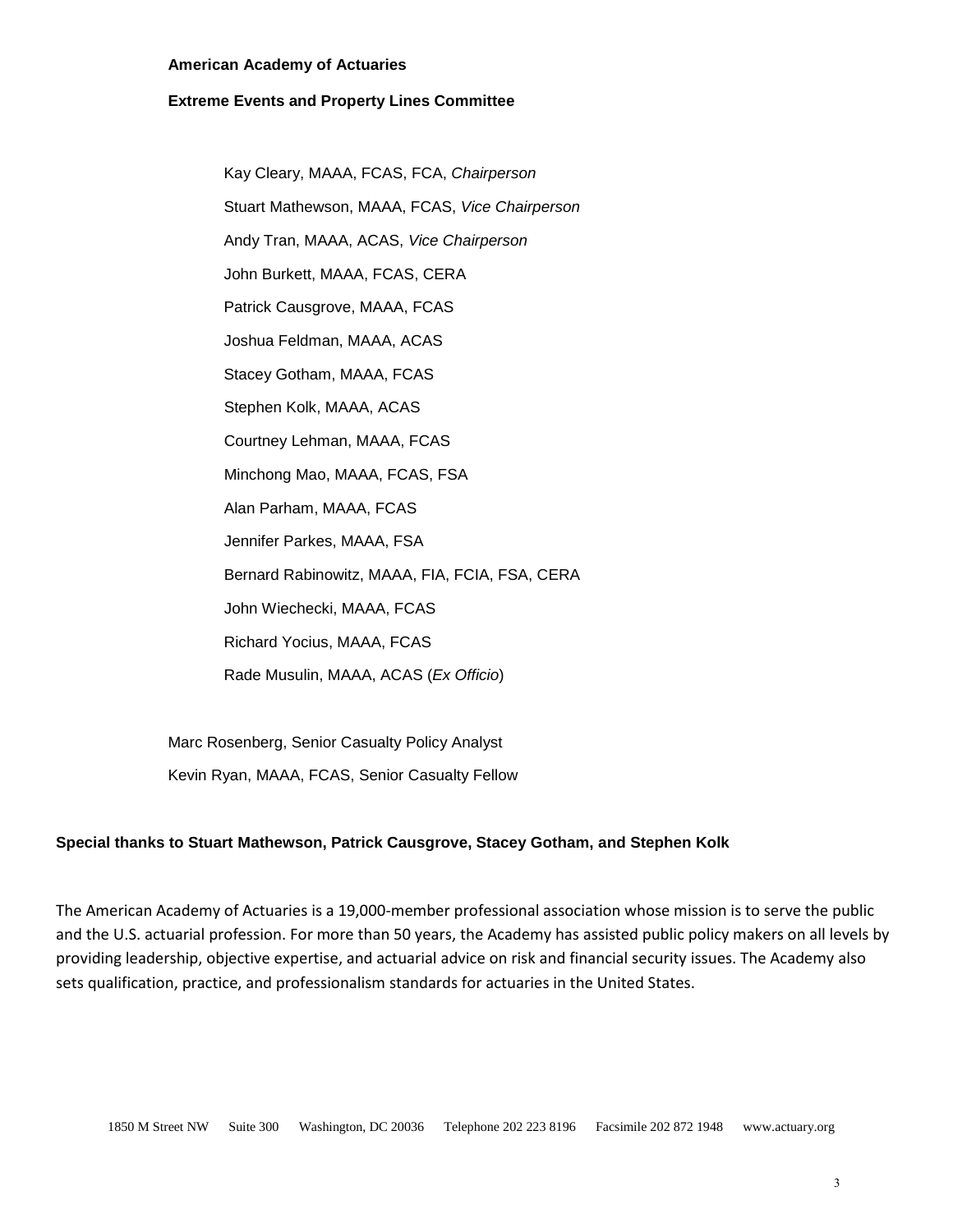**American Academy of Actuaries**

**Extreme Events and Property Lines Committee**

Kay Cleary, MAAA, FCAS, FCA, *Chairperson*

Stuart Mathewson, MAAA, FCAS, *Vice Chairperson*

Andy Tran, MAAA, ACAS, *Vice Chairperson*

John Burkett, MAAA, FCAS, CERA

Patrick Causgrove, MAAA, FCAS

Joshua Feldman, MAAA, ACAS

Stacey Gotham, MAAA, FCAS

Stephen Kolk, MAAA, ACAS

Courtney Lehman, MAAA, FCAS

Minchong Mao, MAAA, FCAS, FSA

Alan Parham, MAAA, FCAS

Jennifer Parkes, MAAA, FSA

Bernard Rabinowitz, MAAA, FIA, FCIA, FSA, CERA

John Wiechecki, MAAA, FCAS

Richard Yocius, MAAA, FCAS

Rade Musulin, MAAA, ACAS (*Ex Officio*)

Marc Rosenberg, Senior Casualty Policy Analyst

Kevin Ryan, MAAA, FCAS, Senior Casualty Fellow

**Special thanks to Stuart Mathewson, Patrick Causgrove, Stacey Gotham, and Stephen Kolk**

The American Academy of Actuaries is a 19,000-member professional association whose mission is to serve the public and the U.S. actuarial profession. For more than 50 years, the Academy has assisted public policy makers on all levels by providing leadership, objective expertise, and actuarial advice on risk and financial security issues. The Academy also sets qualification, practice, and professionalism standards for actuaries in the United States.

1850 M Street NW Suite 300 Washington, DC 20036 Telephone 202 223 8196 Facsimile 202 872 1948 www.actuary.org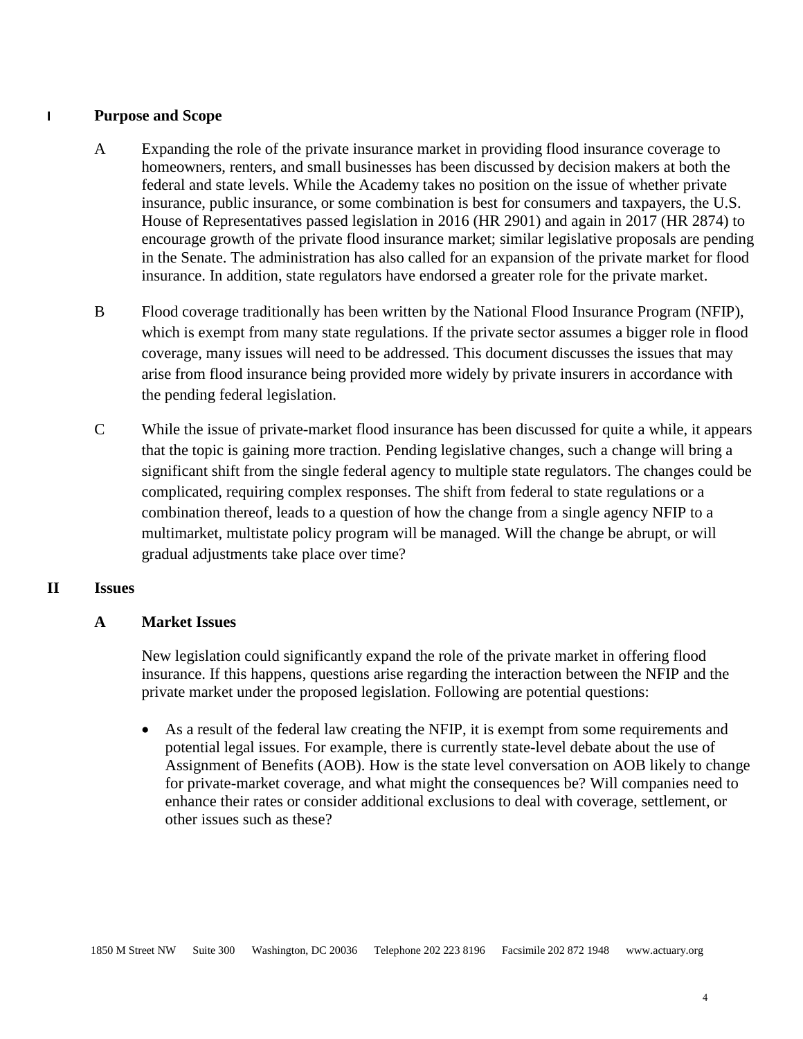## I Purpose and Scope

A Expanding the role of the private insurance market in providing flood insurance coverage to homeowners, renters, and small businesses has been discussed by decision makers at both the federal and state levels. While the Academy takes no position on the issue of whether private insurance, public insurance, or some combination is best for consumers and taxpayers, the U.S. House of Representatives passed legislation in 2016 (HR 2901) and again in 2017 (HR 2874) to encourage growth of the private flood insurance market; similar legislative proposals are pending in the Senate. The administration has also called for an expansion of the private market for flood insurance. In addition, state regulators have endorsed a greater role for the private market.

B Flood coverage traditionally has been written by the National Flood Insurance Program (NFIP), which is exempt from many state regulations. If the private sector assumes a bigger role in flood coverage, many issues will need to be addressed. This document discusses the issues that may arise from flood insurance being provided more widely by private insurers in accordance with the pending federal legislation.

C While the issue of private-market flood insurance has been discussed for quite a while, it appears that the topic is gaining more traction. Pending legislative changes, such a change will bring a significant shift from the single federal agency to multiple state regulators. The changes could be complicated, requiring complex responses. The shift from federal to state regulations or a combination thereof, leads to a question of how the change from a single agency NFIP to a multimarket, multistate policy program will be managed. Will the change be abrupt, or will gradual adjustments take place over time?

## II Issues

### A Market Issues

New legislation could significantly expand the role of the private market in offering flood insurance. If this happens, questions arise regarding the interaction between the NFIP and the private market under the proposed legislation. Following are potential questions:

- As a result of the federal law creating the NFIP, it is exempt from some requirements and potential legal issues. For example, there is currently state-level debate about the use of Assignment of Benefits (AOB). How is the state level conversation on AOB likely to change for private-market coverage, and what might the consequences be? Will companies need to enhance their rates or consider additional exclusions to deal with coverage, settlement, or other issues such as these?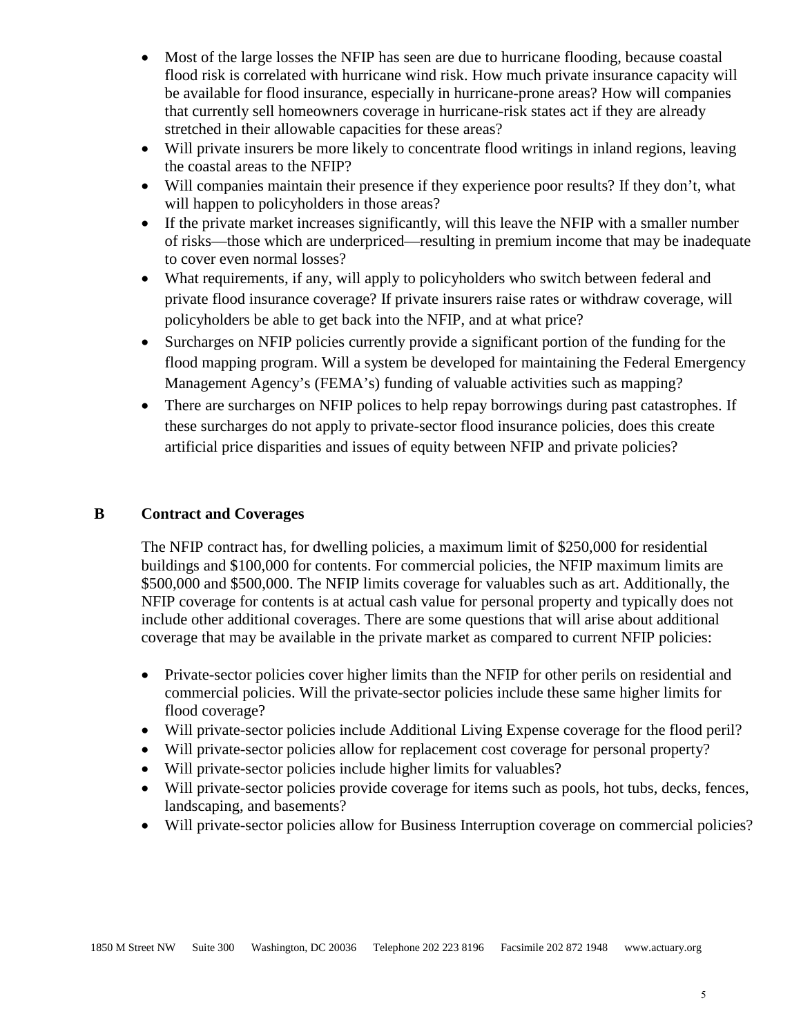- Most of the large losses the NFIP has seen are due to hurricane flooding, because coastal flood risk is correlated with hurricane wind risk. How much private insurance capacity will be available for flood insurance, especially in hurricane-prone areas? How will companies that currently sell homeowners coverage in hurricane-risk states act if they are already stretched in their allowable capacities for these areas?
- Will private insurers be more likely to concentrate flood writings in inland regions, leaving the coastal areas to the NFIP?
- Will companies maintain their presence if they experience poor results? If they don't, what will happen to policyholders in those areas?
- If the private market increases significantly, will this leave the NFIP with a smaller number of risks—those which are underpriced—resulting in premium income that may be inadequate to cover even normal losses?
- What requirements, if any, will apply to policyholders who switch between federal and private flood insurance coverage? If private insurers raise rates or withdraw coverage, will policyholders be able to get back into the NFIP, and at what price?
- Surcharges on NFIP policies currently provide a significant portion of the funding for the flood mapping program. Will a system be developed for maintaining the Federal Emergency Management Agency's (FEMA's) funding of valuable activities such as mapping?
- There are surcharges on NFIP polices to help repay borrowings during past catastrophes. If these surcharges do not apply to private-sector flood insurance policies, does this create artificial price disparities and issues of equity between NFIP and private policies?

## B Contract and Coverages

The NFIP contract has, for dwelling policies, a maximum limit of $250,000 for residential buildings and $100,000 for contents. For commercial policies, the NFIP maximum limits are $500,000 and $500,000. The NFIP limits coverage for valuables such as art. Additionally, the NFIP coverage for contents is at actual cash value for personal property and typically does not include other additional coverages. There are some questions that will arise about additional coverage that may be available in the private market as compared to current NFIP policies:

- Private-sector policies cover higher limits than the NFIP for other perils on residential and commercial policies. Will the private-sector policies include these same higher limits for flood coverage?
- Will private-sector policies include Additional Living Expense coverage for the flood peril?
- Will private-sector policies allow for replacement cost coverage for personal property?
- Will private-sector policies include higher limits for valuables?
- Will private-sector policies provide coverage for items such as pools, hot tubs, decks, fences, landscaping, and basements?
- Will private-sector policies allow for Business Interruption coverage on commercial policies?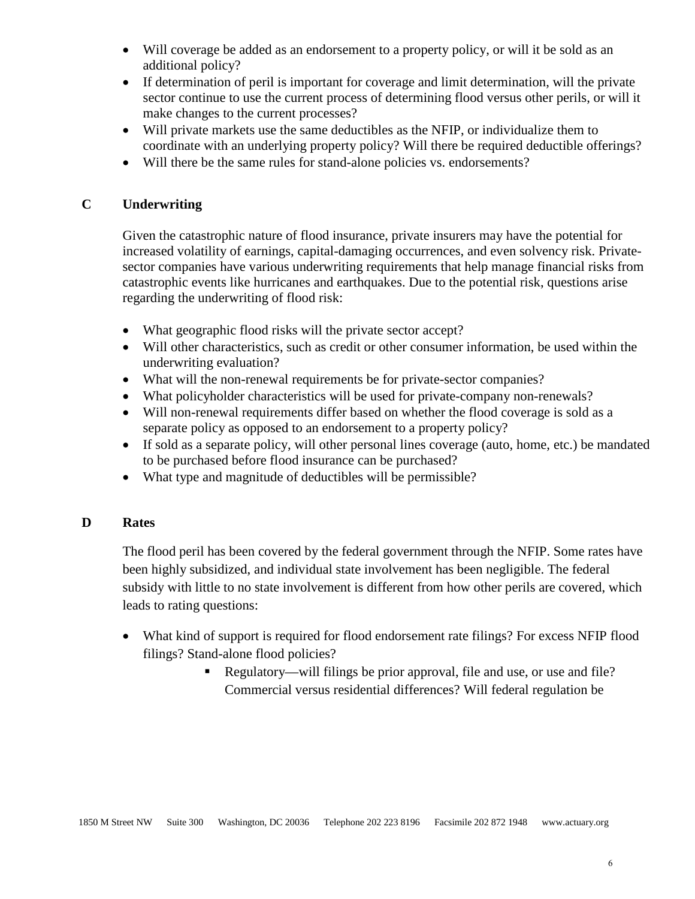- Will coverage be added as an endorsement to a property policy, or will it be sold as an additional policy?
- If determination of peril is important for coverage and limit determination, will the private sector continue to use the current process of determining flood versus other perils, or will it make changes to the current processes?
- Will private markets use the same deductibles as the NFIP, or individualize them to coordinate with an underlying property policy? Will there be required deductible offerings?
- Will there be the same rules for stand-alone policies vs. endorsements?

## C Underwriting

Given the catastrophic nature of flood insurance, private insurers may have the potential for increased volatility of earnings, capital-damaging occurrences, and even solvency risk. Private-sector companies have various underwriting requirements that help manage financial risks from catastrophic events like hurricanes and earthquakes. Due to the potential risk, questions arise regarding the underwriting of flood risk:

- What geographic flood risks will the private sector accept?
- Will other characteristics, such as credit or other consumer information, be used within the underwriting evaluation?
- What will the non-renewal requirements be for private-sector companies?
- What policyholder characteristics will be used for private-company non-renewals?
- Will non-renewal requirements differ based on whether the flood coverage is sold as a separate policy as opposed to an endorsement to a property policy?
- If sold as a separate policy, will other personal lines coverage (auto, home, etc.) be mandated to be purchased before flood insurance can be purchased?
- What type and magnitude of deductibles will be permissible?

## D Rates

The flood peril has been covered by the federal government through the NFIP. Some rates have been highly subsidized, and individual state involvement has been negligible. The federal subsidy with little to no state involvement is different from how other perils are covered, which leads to rating questions:

- What kind of support is required for flood endorsement rate filings? For excess NFIP flood filings? Stand-alone flood policies?
    - Regulatory—will filings be prior approval, file and use, or use and file? Commercial versus residential differences? Will federal regulation be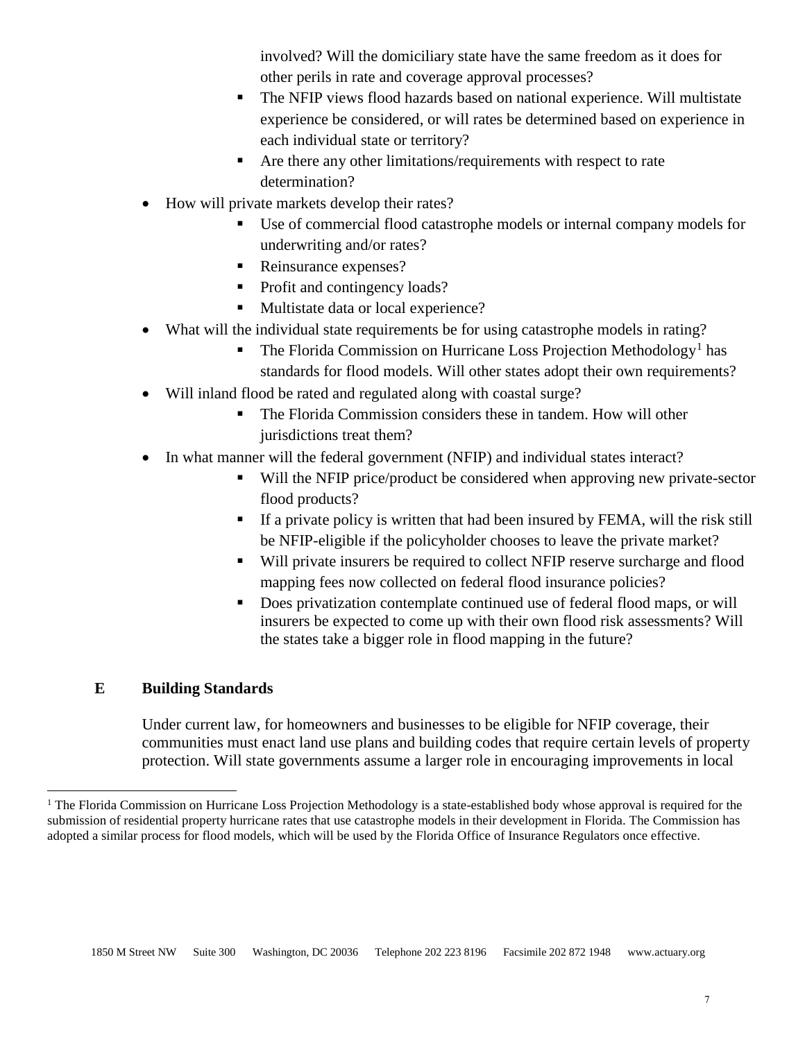involved? Will the domiciliary state have the same freedom as it does for other perils in rate and coverage approval processes?
  - The NFIP views flood hazards based on national experience. Will multistate experience be considered, or will rates be determined based on experience in each individual state or territory?
  - Are there any other limitations/requirements with respect to rate determination?
- How will private markets develop their rates?
  - Use of commercial flood catastrophe models or internal company models for underwriting and/or rates?
  - Reinsurance expenses?
  - Profit and contingency loads?
  - Multistate data or local experience?
- What will the individual state requirements be for using catastrophe models in rating?
  - The Florida Commission on Hurricane Loss Projection Methodology[1] has standards for flood models. Will other states adopt their own requirements?
- Will inland flood be rated and regulated along with coastal surge?
  - The Florida Commission considers these in tandem. How will other jurisdictions treat them?
- In what manner will the federal government (NFIP) and individual states interact?
  - Will the NFIP price/product be considered when approving new private-sector flood products?
  - If a private policy is written that had been insured by FEMA, will the risk still be NFIP-eligible if the policyholder chooses to leave the private market?
  - Will private insurers be required to collect NFIP reserve surcharge and flood mapping fees now collected on federal flood insurance policies?
  - Does privatization contemplate continued use of federal flood maps, or will insurers be expected to come up with their own flood risk assessments? Will the states take a bigger role in flood mapping in the future?

## E Building Standards

Under current law, for homeowners and businesses to be eligible for NFIP coverage, their communities must enact land use plans and building codes that require certain levels of property protection. Will state governments assume a larger role in encouraging improvements in local

[1] The Florida Commission on Hurricane Loss Projection Methodology is a state-established body whose approval is required for the submission of residential property hurricane rates that use catastrophe models in their development in Florida. The Commission has adopted a similar process for flood models, which will be used by the Florida Office of Insurance Regulators once effective.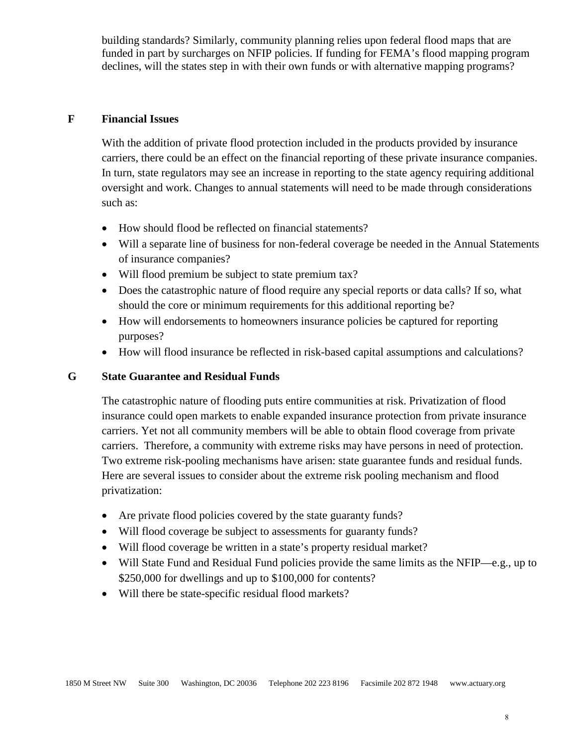building standards? Similarly, community planning relies upon federal flood maps that are funded in part by surcharges on NFIP policies. If funding for FEMA's flood mapping program declines, will the states step in with their own funds or with alternative mapping programs?

## F Financial Issues

With the addition of private flood protection included in the products provided by insurance carriers, there could be an effect on the financial reporting of these private insurance companies. In turn, state regulators may see an increase in reporting to the state agency requiring additional oversight and work. Changes to annual statements will need to be made through considerations such as:

- How should flood be reflected on financial statements?
- Will a separate line of business for non-federal coverage be needed in the Annual Statements of insurance companies?
- Will flood premium be subject to state premium tax?
- Does the catastrophic nature of flood require any special reports or data calls? If so, what should the core or minimum requirements for this additional reporting be?
- How will endorsements to homeowners insurance policies be captured for reporting purposes?
- How will flood insurance be reflected in risk-based capital assumptions and calculations?

## G State Guarantee and Residual Funds

The catastrophic nature of flooding puts entire communities at risk. Privatization of flood insurance could open markets to enable expanded insurance protection from private insurance carriers. Yet not all community members will be able to obtain flood coverage from private carriers. Therefore, a community with extreme risks may have persons in need of protection. Two extreme risk-pooling mechanisms have arisen: state guarantee funds and residual funds. Here are several issues to consider about the extreme risk pooling mechanism and flood privatization:

- Are private flood policies covered by the state guaranty funds?
- Will flood coverage be subject to assessments for guaranty funds?
- Will flood coverage be written in a state's property residual market?
- Will State Fund and Residual Fund policies provide the same limits as the NFIP—e.g., up to \$250,000 for dwellings and up to \$100,000 for contents?
- Will there be state-specific residual flood markets?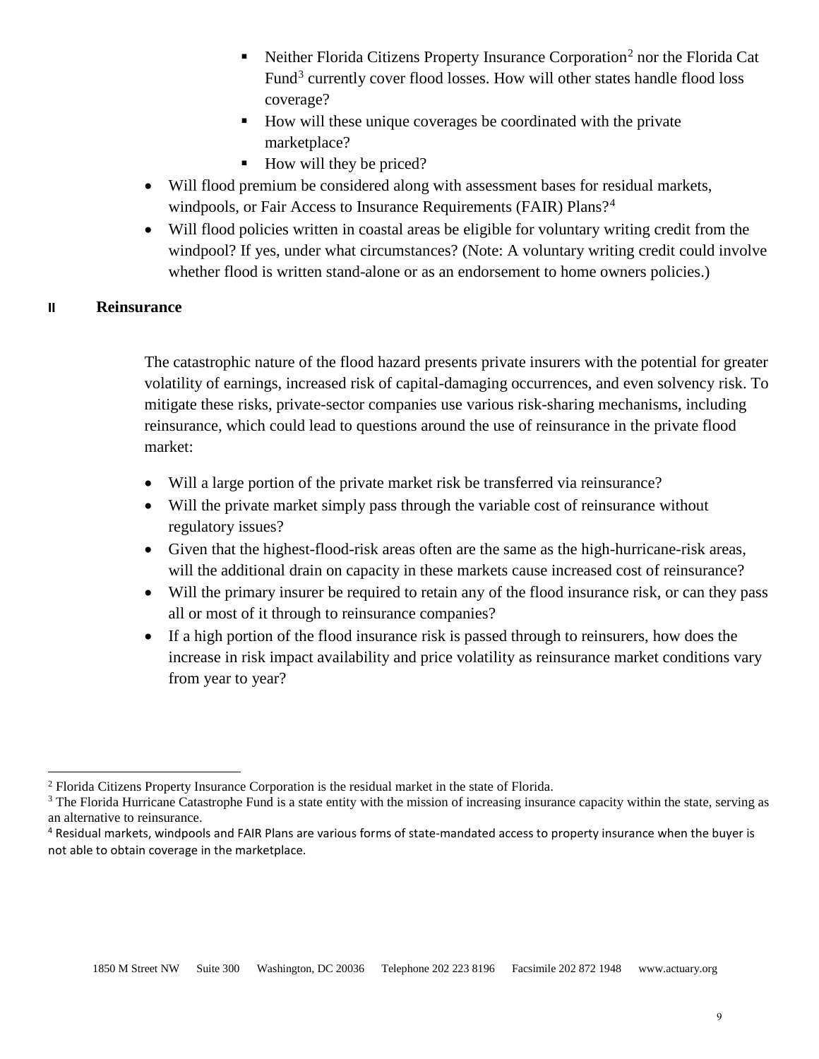- Neither Florida Citizens Property Insurance Corporation[2] nor the Florida Cat Fund[3] currently cover flood losses. How will other states handle flood loss coverage?
    - How will these unique coverages be coordinated with the private marketplace?
    - How will they be priced?
- Will flood premium be considered along with assessment bases for residual markets, windpools, or Fair Access to Insurance Requirements (FAIR) Plans?[4]
- Will flood policies written in coastal areas be eligible for voluntary writing credit from the windpool? If yes, under what circumstances? (Note: A voluntary writing credit could involve whether flood is written stand-alone or as an endorsement to home owners policies.)

## II Reinsurance

The catastrophic nature of the flood hazard presents private insurers with the potential for greater volatility of earnings, increased risk of capital-damaging occurrences, and even solvency risk. To mitigate these risks, private-sector companies use various risk-sharing mechanisms, including reinsurance, which could lead to questions around the use of reinsurance in the private flood market:

- Will a large portion of the private market risk be transferred via reinsurance?
- Will the private market simply pass through the variable cost of reinsurance without regulatory issues?
- Given that the highest-flood-risk areas often are the same as the high-hurricane-risk areas, will the additional drain on capacity in these markets cause increased cost of reinsurance?
- Will the primary insurer be required to retain any of the flood insurance risk, or can they pass all or most of it through to reinsurance companies?
- If a high portion of the flood insurance risk is passed through to reinsurers, how does the increase in risk impact availability and price volatility as reinsurance market conditions vary from year to year?

---

[2] Florida Citizens Property Insurance Corporation is the residual market in the state of Florida.

[3] The Florida Hurricane Catastrophe Fund is a state entity with the mission of increasing insurance capacity within the state, serving as an alternative to reinsurance.

[4] Residual markets, windpools and FAIR Plans are various forms of state-mandated access to property insurance when the buyer is not able to obtain coverage in the marketplace.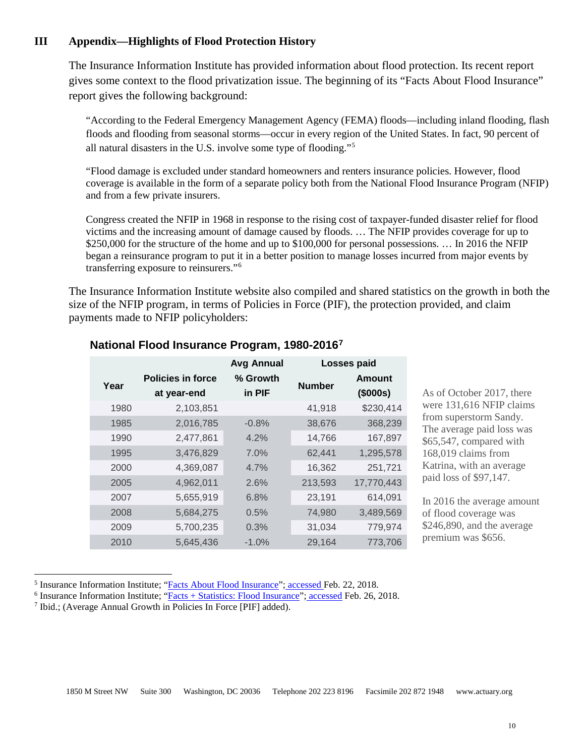### III Appendix—Highlights of Flood Protection History

The Insurance Information Institute has provided information about flood protection. Its recent report gives some context to the flood privatization issue. The beginning of its "Facts About Flood Insurance" report gives the following background:

> "According to the Federal Emergency Management Agency (FEMA) floods—including inland flooding, flash floods and flooding from seasonal storms—occur in every region of the United States. In fact, 90 percent of all natural disasters in the U.S. involve some type of flooding."[5]
>
> "Flood damage is excluded under standard homeowners and renters insurance policies. However, flood coverage is available in the form of a separate policy both from the National Flood Insurance Program (NFIP) and from a few private insurers.
>
> Congress created the NFIP in 1968 in response to the rising cost of taxpayer-funded disaster relief for flood victims and the increasing amount of damage caused by floods. … The NFIP provides coverage for up to $250,000 for the structure of the home and up to $100,000 for personal possessions. … In 2016 the NFIP began a reinsurance program to put it in a better position to manage losses incurred from major events by transferring exposure to reinsurers."[6]

The Insurance Information Institute website also compiled and shared statistics on the growth in both the size of the NFIP program, in terms of Policies in Force (PIF), the protection provided, and claim payments made to NFIP policyholders:

**National Flood Insurance Program, 1980-2016**[7]

| Year | Policies in force at year-end | Avg Annual % Growth in PIF | Losses paid | |
|---|---|---|---|---|
| | | | Number | Amount ($000s) |
| 1980 | 2,103,851 | | 41,918 | $230,414 |
| 1985 | 2,016,785 | -0.8% | 38,676 | 368,239 |
| 1990 | 2,477,861 | 4.2% | 14,766 | 167,897 |
| 1995 | 3,476,829 | 7.0% | 62,441 | 1,295,578 |
| 2000 | 4,369,087 | 4.7% | 16,362 | 251,721 |
| 2005 | 4,962,011 | 2.6% | 213,593 | 17,770,443 |
| 2007 | 5,655,919 | 6.8% | 23,191 | 614,091 |
| 2008 | 5,684,275 | 0.5% | 74,980 | 3,489,569 |
| 2009 | 5,700,235 | 0.3% | 31,034 | 779,974 |
| 2010 | 5,645,436 | -1.0% | 29,164 | 773,706 |

As of October 2017, there were 131,616 NFIP claims from superstorm Sandy. The average paid loss was $65,547, compared with 168,019 claims from Katrina, with an average paid loss of $97,147.

In 2016 the average amount of flood coverage was $246,890, and the average premium was $656.

---

[5] Insurance Information Institute; "Facts About Flood Insurance"; accessed Feb. 22, 2018.

[6] Insurance Information Institute; "Facts + Statistics: Flood Insurance"; accessed Feb. 26, 2018.

[7] Ibid.; (Average Annual Growth in Policies In Force [PIF] added).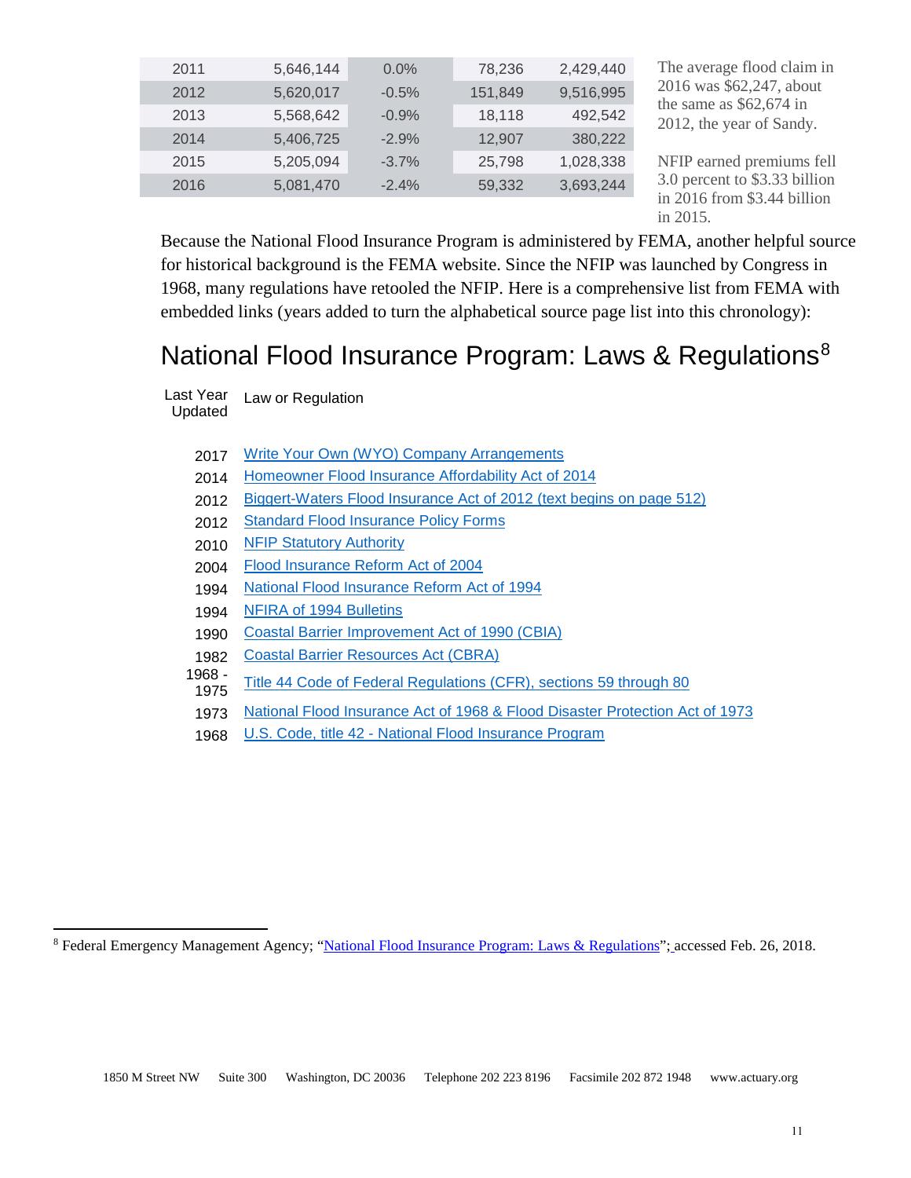| | | | | |
|---|---|---|---|---|
| 2011 | 5,646,144 | 0.0% | 78,236 | 2,429,440 |
| 2012 | 5,620,017 | -0.5% | 151,849 | 9,516,995 |
| 2013 | 5,568,642 | -0.9% | 18,118 | 492,542 |
| 2014 | 5,406,725 | -2.9% | 12,907 | 380,222 |
| 2015 | 5,205,094 | -3.7% | 25,798 | 1,028,338 |
| 2016 | 5,081,470 | -2.4% | 59,332 | 3,693,244 |

The average flood claim in 2016 was $62,247, about the same as $62,674 in 2012, the year of Sandy.

NFIP earned premiums fell 3.0 percent to $3.33 billion in 2016 from $3.44 billion in 2015.

Because the National Flood Insurance Program is administered by FEMA, another helpful source for historical background is the FEMA website. Since the NFIP was launched by Congress in 1968, many regulations have retooled the NFIP. Here is a comprehensive list from FEMA with embedded links (years added to turn the alphabetical source page list into this chronology):

## National Flood Insurance Program: Laws & Regulations[8]

| Last Year Updated | Law or Regulation |
|---|---|
| 2017 | Write Your Own (WYO) Company Arrangements |
| 2014 | Homeowner Flood Insurance Affordability Act of 2014 |
| 2012 | Biggert-Waters Flood Insurance Act of 2012 (text begins on page 512) |
| 2012 | Standard Flood Insurance Policy Forms |
| 2010 | NFIP Statutory Authority |
| 2004 | Flood Insurance Reform Act of 2004 |
| 1994 | National Flood Insurance Reform Act of 1994 |
| 1994 | NFIRA of 1994 Bulletins |
| 1990 | Coastal Barrier Improvement Act of 1990 (CBIA) |
| 1982 | Coastal Barrier Resources Act (CBRA) |
| 1968 - 1975 | Title 44 Code of Federal Regulations (CFR), sections 59 through 80 |
| 1973 | National Flood Insurance Act of 1968 & Flood Disaster Protection Act of 1973 |
| 1968 | U.S. Code, title 42 - National Flood Insurance Program |

[8] Federal Emergency Management Agency; "National Flood Insurance Program: Laws & Regulations"; accessed Feb. 26, 2018.

1850 M Street NW Suite 300 Washington, DC 20036 Telephone 202 223 8196 Facsimile 202 872 1948 www.actuary.org